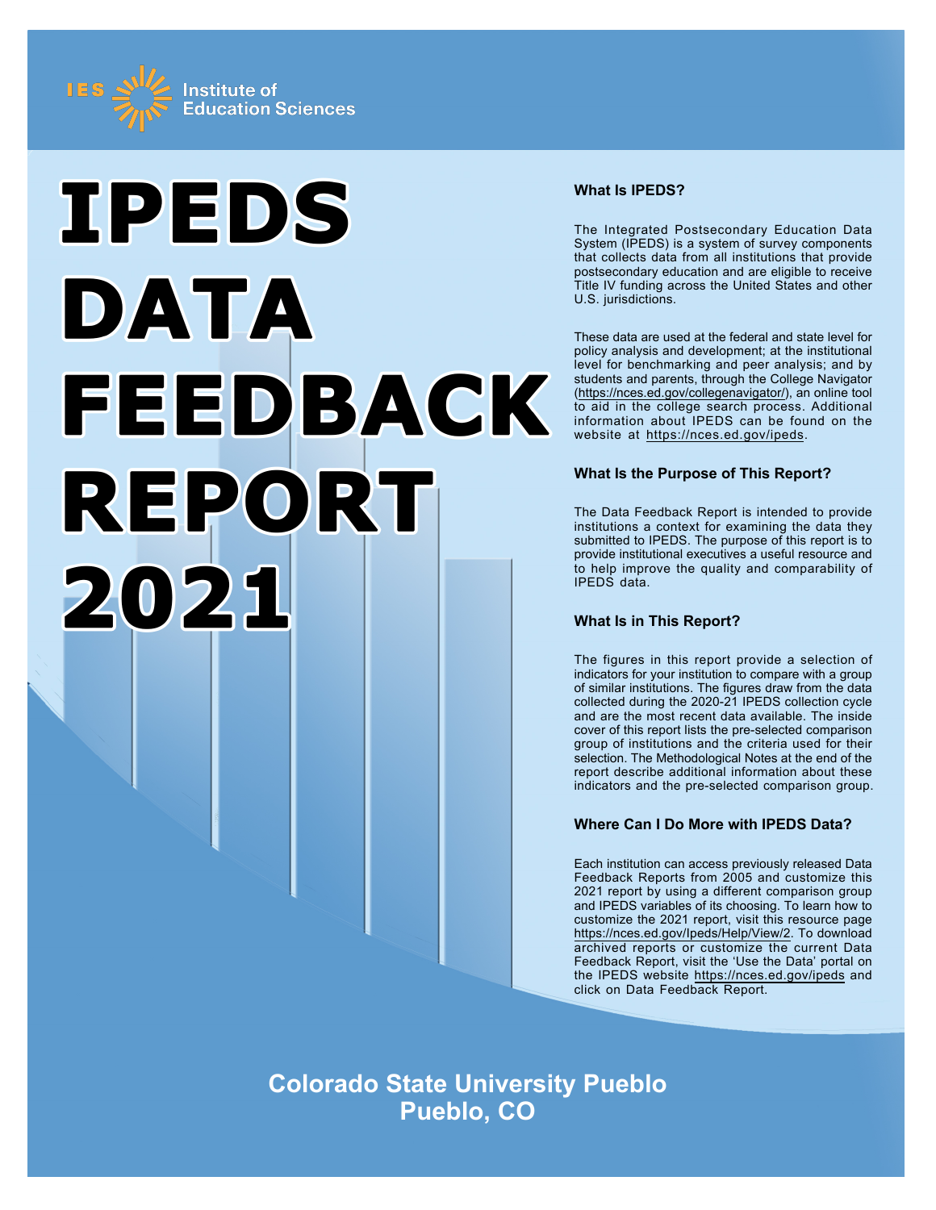IES Institute of Education Sciences

# IPEDS DATA FEEDBACK REPORT 2021

### What Is IPEDS?

The Integrated Postsecondary Education Data System (IPEDS) is a system of survey components that collects data from all institutions that provide postsecondary education and are eligible to receive Title IV funding across the United States and other U.S. jurisdictions.

These data are used at the federal and state level for policy analysis and development; at the institutional level for benchmarking and peer analysis; and by students and parents, through the College Navigator (https://nces.ed.gov/collegenavigator/), an online tool to aid in the college search process. Additional information about IPEDS can be found on the website at https://nces.ed.gov/ipeds.

### What Is the Purpose of This Report?

The Data Feedback Report is intended to provide institutions a context for examining the data they submitted to IPEDS. The purpose of this report is to provide institutional executives a useful resource and to help improve the quality and comparability of IPEDS data.

### What Is in This Report?

The figures in this report provide a selection of indicators for your institution to compare with a group of similar institutions. The figures draw from the data collected during the 2020-21 IPEDS collection cycle and are the most recent data available. The inside cover of this report lists the pre-selected comparison group of institutions and the criteria used for their selection. The Methodological Notes at the end of the report describe additional information about these indicators and the pre-selected comparison group.

### Where Can I Do More with IPEDS Data?

Each institution can access previously released Data Feedback Reports from 2005 and customize this 2021 report by using a different comparison group and IPEDS variables of its choosing. To learn how to customize the 2021 report, visit this resource page https://nces.ed.gov/Ipeds/Help/View/2. To download archived reports or customize the current Data Feedback Report, visit the 'Use the Data' portal on the IPEDS website https://nces.ed.gov/ipeds and click on Data Feedback Report.

## Colorado State University Pueblo
## Pueblo, CO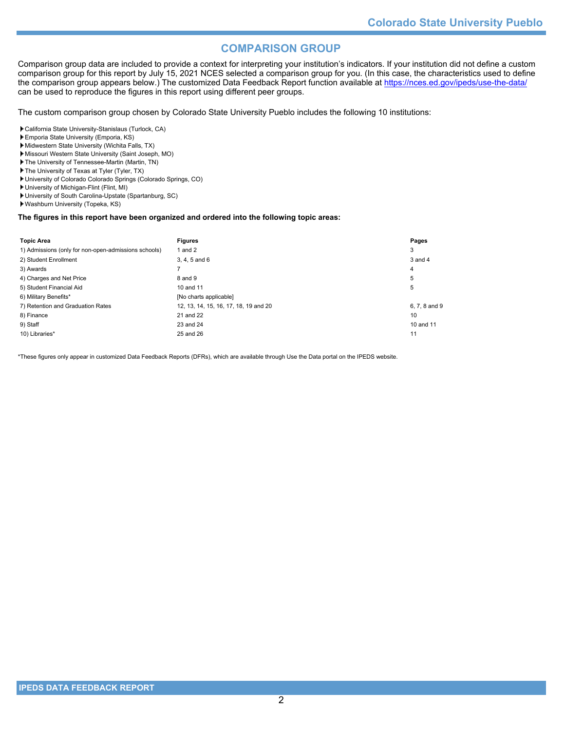## COMPARISON GROUP

Comparison group data are included to provide a context for interpreting your institution's indicators. If your institution did not define a custom comparison group for this report by July 15, 2021 NCES selected a comparison group for you. (In this case, the characteristics used to define the comparison group appears below.) The customized Data Feedback Report function available at https://nces.ed.gov/ipeds/use-the-data/ can be used to reproduce the figures in this report using different peer groups.

The custom comparison group chosen by Colorado State University Pueblo includes the following 10 institutions:

- California State University-Stanislaus (Turlock, CA)
- Emporia State University (Emporia, KS)
- Midwestern State University (Wichita Falls, TX)
- Missouri Western State University (Saint Joseph, MO)
- The University of Tennessee-Martin (Martin, TN)
- The University of Texas at Tyler (Tyler, TX)
- University of Colorado Colorado Springs (Colorado Springs, CO)
- University of Michigan-Flint (Flint, MI)
- University of South Carolina-Upstate (Spartanburg, SC)
- Washburn University (Topeka, KS)

**The figures in this report have been organized and ordered into the following topic areas:**

| Topic Area | Figures | Pages |
|---|---|---|
| 1) Admissions (only for non-open-admissions schools) | 1 and 2 | 3 |
| 2) Student Enrollment | 3, 4, 5 and 6 | 3 and 4 |
| 3) Awards | 7 | 4 |
| 4) Charges and Net Price | 8 and 9 | 5 |
| 5) Student Financial Aid | 10 and 11 | 5 |
| 6) Military Benefits* | [No charts applicable] | |
| 7) Retention and Graduation Rates | 12, 13, 14, 15, 16, 17, 18, 19 and 20 | 6, 7, 8 and 9 |
| 8) Finance | 21 and 22 | 10 |
| 9) Staff | 23 and 24 | 10 and 11 |
| 10) Libraries* | 25 and 26 | 11 |

*These figures only appear in customized Data Feedback Reports (DFRs), which are available through Use the Data portal on the IPEDS website.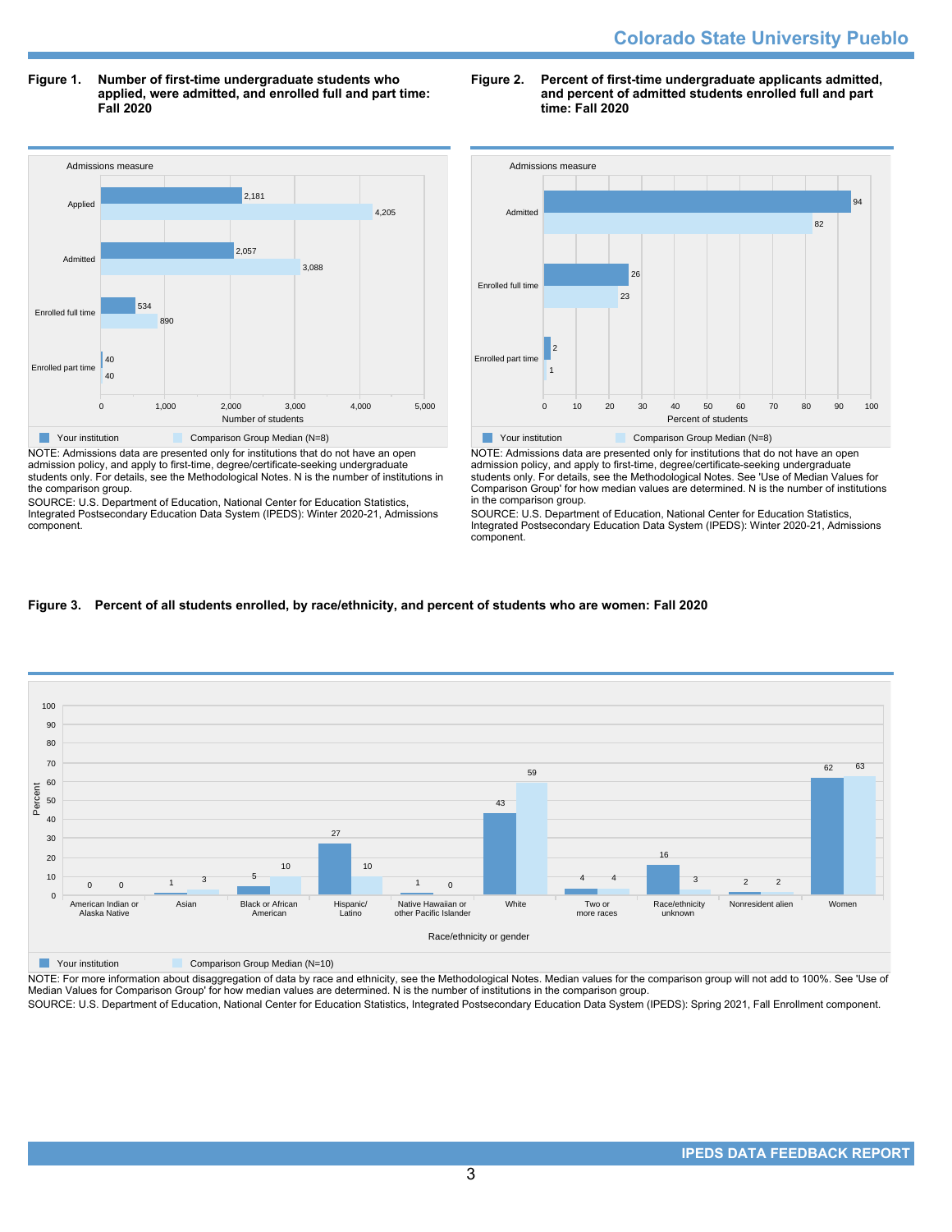**Figure 1. Number of first-time undergraduate students who applied, were admitted, and enrolled full and part time: Fall 2020**

| Admissions measure | Your institution | Comparison Group Median (N=8) |
|---|---|---|
| Applied | 2,181 | 4,205 |
| Admitted | 2,057 | 3,088 |
| Enrolled full time | 534 | 890 |
| Enrolled part time | 40 | 40 |

NOTE: Admissions data are presented only for institutions that do not have an open admission policy, and apply to first-time, degree/certificate-seeking undergraduate students only. For details, see the Methodological Notes. N is the number of institutions in the comparison group.

SOURCE: U.S. Department of Education, National Center for Education Statistics, Integrated Postsecondary Education Data System (IPEDS): Winter 2020-21, Admissions component.

**Figure 2. Percent of first-time undergraduate applicants admitted, and percent of admitted students enrolled full and part time: Fall 2020**

| Admissions measure | Your institution | Comparison Group Median (N=8) |
|---|---|---|
| Admitted | 94 | 82 |
| Enrolled full time | 26 | 23 |
| Enrolled part time | 2 | 1 |

NOTE: Admissions data are presented only for institutions that do not have an open admission policy, and apply to first-time, degree/certificate-seeking undergraduate students only. For details, see the Methodological Notes. See 'Use of Median Values for Comparison Group' for how median values are determined. N is the number of institutions in the comparison group.

SOURCE: U.S. Department of Education, National Center for Education Statistics, Integrated Postsecondary Education Data System (IPEDS): Winter 2020-21, Admissions component.

**Figure 3. Percent of all students enrolled, by race/ethnicity, and percent of students who are women: Fall 2020**

| Race/ethnicity or gender | Your institution | Comparison Group Median (N=10) |
|---|---|---|
| American Indian or Alaska Native | 0 | 0 |
| Asian | 1 | 3 |
| Black or African American | 5 | 10 |
| Hispanic/ Latino | 27 | 10 |
| Native Hawaiian or other Pacific Islander | 1 | 0 |
| White | 43 | 59 |
| Two or more races | 4 | 4 |
| Race/ethnicity unknown | 16 | 3 |
| Nonresident alien | 2 | 2 |
| Women | 62 | 63 |

NOTE: For more information about disaggregation of data by race and ethnicity, see the Methodological Notes. Median values for the comparison group will not add to 100%. See 'Use of Median Values for Comparison Group' for how median values are determined. N is the number of institutions in the comparison group.

SOURCE: U.S. Department of Education, National Center for Education Statistics, Integrated Postsecondary Education Data System (IPEDS): Spring 2021, Fall Enrollment component.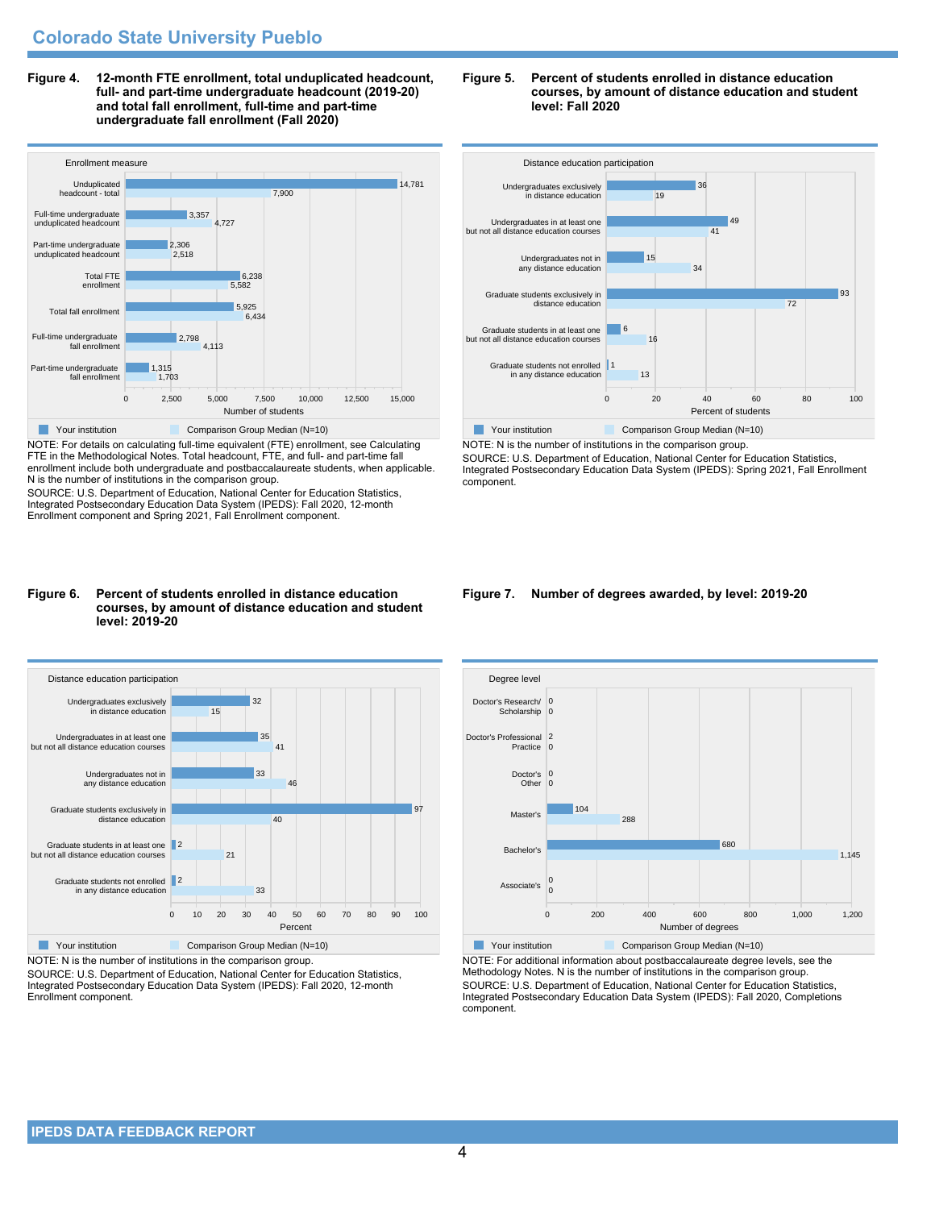## Colorado State University Pueblo

**Figure 4. 12-month FTE enrollment, total unduplicated headcount, full- and part-time undergraduate headcount (2019-20) and total fall enrollment, full-time and part-time undergraduate fall enrollment (Fall 2020)**

| Enrollment measure | Your institution | Comparison Group Median (N=10) |
|---|---|---|
| Unduplicated headcount - total | 14,781 | 7,900 |
| Full-time undergraduate unduplicated headcount | 3,357 | 4,727 |
| Part-time undergraduate unduplicated headcount | 2,306 | 2,518 |
| Total FTE enrollment | 6,238 | 5,582 |
| Total fall enrollment | 5,925 | 6,434 |
| Full-time undergraduate fall enrollment | 2,798 | 4,113 |
| Part-time undergraduate fall enrollment | 1,315 | 1,703 |

NOTE: For details on calculating full-time equivalent (FTE) enrollment, see Calculating FTE in the Methodological Notes. Total headcount, FTE, and full- and part-time fall enrollment include both undergraduate and postbaccalaureate students, when applicable. N is the number of institutions in the comparison group.
SOURCE: U.S. Department of Education, National Center for Education Statistics, Integrated Postsecondary Education Data System (IPEDS): Fall 2020, 12-month Enrollment component and Spring 2021, Fall Enrollment component.

**Figure 5. Percent of students enrolled in distance education courses, by amount of distance education and student level: Fall 2020**

| Distance education participation | Your institution | Comparison Group Median (N=10) |
|---|---|---|
| Undergraduates exclusively in distance education | 36 | 19 |
| Undergraduates in at least one but not all distance education courses | 49 | 41 |
| Undergraduates not in any distance education | 15 | 34 |
| Graduate students exclusively in distance education | 93 | 72 |
| Graduate students in at least one but not all distance education courses | 6 | 16 |
| Graduate students not enrolled in any distance education | 1 | 13 |

NOTE: N is the number of institutions in the comparison group.
SOURCE: U.S. Department of Education, National Center for Education Statistics, Integrated Postsecondary Education Data System (IPEDS): Spring 2021, Fall Enrollment component.

**Figure 6. Percent of students enrolled in distance education courses, by amount of distance education and student level: 2019-20**

| Distance education participation | Your institution | Comparison Group Median (N=10) |
|---|---|---|
| Undergraduates exclusively in distance education | 32 | 15 |
| Undergraduates in at least one but not all distance education courses | 35 | 41 |
| Undergraduates not in any distance education | 33 | 46 |
| Graduate students exclusively in distance education | 97 | 40 |
| Graduate students in at least one but not all distance education courses | 2 | 21 |
| Graduate students not enrolled in any distance education | 2 | 33 |

NOTE: N is the number of institutions in the comparison group.
SOURCE: U.S. Department of Education, National Center for Education Statistics, Integrated Postsecondary Education Data System (IPEDS): Fall 2020, 12-month Enrollment component.

**Figure 7. Number of degrees awarded, by level: 2019-20**

| Degree level | Your institution | Comparison Group Median (N=10) |
|---|---|---|
| Doctor's Research/ Scholarship | 0 | 0 |
| Doctor's Professional Practice | 2 | 0 |
| Doctor's Other | 0 | 0 |
| Master's | 104 | 288 |
| Bachelor's | 680 | 1,145 |
| Associate's | 0 | 0 |

NOTE: For additional information about postbaccalaureate degree levels, see the Methodology Notes. N is the number of institutions in the comparison group.
SOURCE: U.S. Department of Education, National Center for Education Statistics, Integrated Postsecondary Education Data System (IPEDS): Fall 2020, Completions component.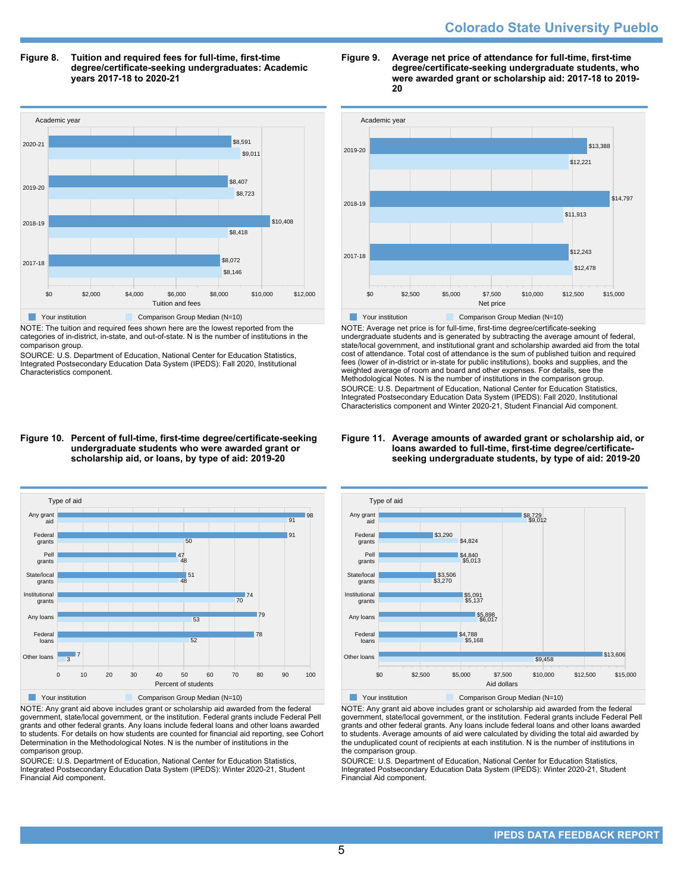**Figure 8. Tuition and required fees for full-time, first-time degree/certificate-seeking undergraduates: Academic years 2017-18 to 2020-21**

| Academic year | Your institution | Comparison Group Median (N=10) |
|---|---|---|
| 2020-21 | $8,591 | $9,011 |
| 2019-20 | $8,407 | $8,723 |
| 2018-19 | $10,408 | $8,418 |
| 2017-18 | $8,072 | $8,146 |

NOTE: The tuition and required fees shown here are the lowest reported from the categories of in-district, in-state, and out-of-state. N is the number of institutions in the comparison group.

SOURCE: U.S. Department of Education, National Center for Education Statistics, Integrated Postsecondary Education Data System (IPEDS): Fall 2020, Institutional Characteristics component.

**Figure 9. Average net price of attendance for full-time, first-time degree/certificate-seeking undergraduate students, who were awarded grant or scholarship aid: 2017-18 to 2019-20**

| Academic year | Your institution | Comparison Group Median (N=10) |
|---|---|---|
| 2019-20 | $13,388 | $12,221 |
| 2018-19 | $14,797 | $11,913 |
| 2017-18 | $12,243 | $12,478 |

NOTE: Average net price is for full-time, first-time degree/certificate-seeking undergraduate students and is generated by subtracting the average amount of federal, state/local government, and institutional grant and scholarship awarded aid from the total cost of attendance. Total cost of attendance is the sum of published tuition and required fees (lower of in-district or in-state for public institutions), books and supplies, and the weighted average of room and board and other expenses. For details, see the Methodological Notes. N is the number of institutions in the comparison group.

SOURCE: U.S. Department of Education, National Center for Education Statistics, Integrated Postsecondary Education Data System (IPEDS): Fall 2020, Institutional Characteristics component and Winter 2020-21, Student Financial Aid component.

**Figure 10. Percent of full-time, first-time degree/certificate-seeking undergraduate students who were awarded grant or scholarship aid, or loans, by type of aid: 2019-20**

| Type of aid | Your institution | Comparison Group Median (N=10) |
|---|---|---|
| Any grant aid | 98 | 91 |
| Federal grants | 91 | 50 |
| Pell grants | 47 | 48 |
| State/local grants | 51 | 48 |
| Institutional grants | 74 | 70 |
| Any loans | 79 | 53 |
| Federal loans | 78 | 52 |
| Other loans | 7 | 3 |

NOTE: Any grant aid above includes grant or scholarship aid awarded from the federal government, state/local government, or the institution. Federal grants include Federal Pell grants and other federal grants. Any loans include federal loans and other loans awarded to students. For details on how students are counted for financial aid reporting, see Cohort Determination in the Methodological Notes. N is the number of institutions in the comparison group.

SOURCE: U.S. Department of Education, National Center for Education Statistics, Integrated Postsecondary Education Data System (IPEDS): Winter 2020-21, Student Financial Aid component.

**Figure 11. Average amounts of awarded grant or scholarship aid, or loans awarded to full-time, first-time degree/certificate-seeking undergraduate students, by type of aid: 2019-20**

| Type of aid | Your institution | Comparison Group Median (N=10) |
|---|---|---|
| Any grant aid | $8,729 | $9,012 |
| Federal grants | $3,290 | $4,824 |
| Pell grants | $4,840 | $5,013 |
| State/local grants | $3,506 | $3,270 |
| Institutional grants | $5,091 | $5,137 |
| Any loans | $5,898 | $6,017 |
| Federal loans | $4,788 | $5,168 |
| Other loans | $13,606 | $9,458 |

NOTE: Any grant aid above includes grant or scholarship aid awarded from the federal government, state/local government, or the institution. Federal grants include Federal Pell grants and other federal grants. Any loans include federal loans and other loans awarded to students. Average amounts of aid were calculated by dividing the total aid awarded by the unduplicated count of recipients at each institution. N is the number of institutions in the comparison group.

SOURCE: U.S. Department of Education, National Center for Education Statistics, Integrated Postsecondary Education Data System (IPEDS): Winter 2020-21, Student Financial Aid component.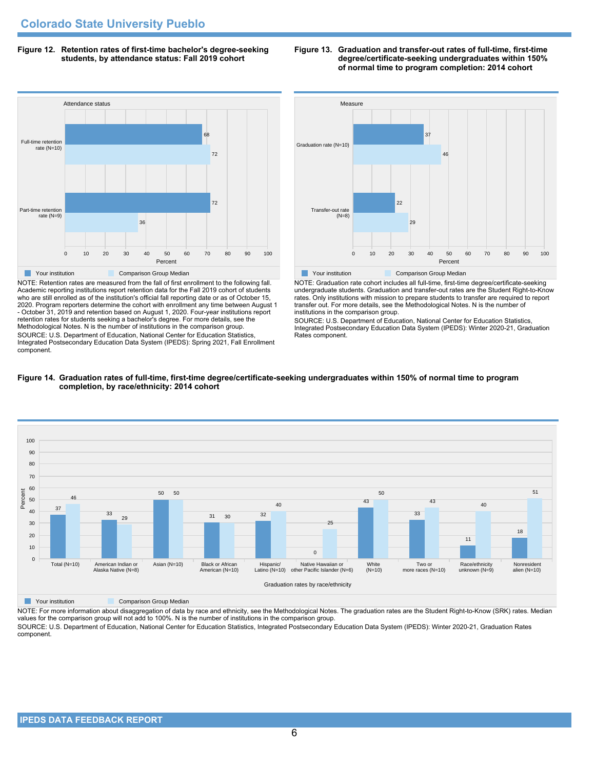## Colorado State University Pueblo

**Figure 12. Retention rates of first-time bachelor's degree-seeking students, by attendance status: Fall 2019 cohort**

| Attendance status | Your institution | Comparison Group Median |
|---|---|---|
| Full-time retention rate (N=10) | 68 | 72 |
| Part-time retention rate (N=9) | 72 | 36 |

NOTE: Retention rates are measured from the fall of first enrollment to the following fall. Academic reporting institutions report retention data for the Fall 2019 cohort of students who are still enrolled as of the institution's official fall reporting date or as of October 15, 2020. Program reporters determine the cohort with enrollment any time between August 1 - October 31, 2019 and retention based on August 1, 2020. Four-year institutions report retention rates for students seeking a bachelor's degree. For more details, see the Methodological Notes. N is the number of institutions in the comparison group.

SOURCE: U.S. Department of Education, National Center for Education Statistics, Integrated Postsecondary Education Data System (IPEDS): Spring 2021, Fall Enrollment component.

**Figure 13. Graduation and transfer-out rates of full-time, first-time degree/certificate-seeking undergraduates within 150% of normal time to program completion: 2014 cohort**

| Measure | Your institution | Comparison Group Median |
|---|---|---|
| Graduation rate (N=10) | 37 | 46 |
| Transfer-out rate (N=8) | 22 | 29 |

NOTE: Graduation rate cohort includes all full-time, first-time degree/certificate-seeking undergraduate students. Graduation and transfer-out rates are the Student Right-to-Know rates. Only institutions with mission to prepare students to transfer are required to report transfer out. For more details, see the Methodological Notes. N is the number of institutions in the comparison group.

SOURCE: U.S. Department of Education, National Center for Education Statistics, Integrated Postsecondary Education Data System (IPEDS): Winter 2020-21, Graduation Rates component.

**Figure 14. Graduation rates of full-time, first-time degree/certificate-seeking undergraduates within 150% of normal time to program completion, by race/ethnicity: 2014 cohort**

| Graduation rates by race/ethnicity | Your institution | Comparison Group Median |
|---|---|---|
| Total (N=10) | 37 | 46 |
| American Indian or Alaska Native (N=8) | 33 | 29 |
| Asian (N=10) | 50 | 50 |
| Black or African American (N=10) | 31 | 30 |
| Hispanic/ Latino (N=10) | 32 | 40 |
| Native Hawaiian or other Pacific Islander (N=6) | 0 | 25 |
| White (N=10) | 43 | 50 |
| Two or more races (N=10) | 33 | 43 |
| Race/ethnicity unknown (N=9) | 11 | 40 |
| Nonresident alien (N=10) | 18 | 51 |

NOTE: For more information about disaggregation of data by race and ethnicity, see the Methodological Notes. The graduation rates are the Student Right-to-Know (SRK) rates. Median values for the comparison group will not add to 100%. N is the number of institutions in the comparison group.

SOURCE: U.S. Department of Education, National Center for Education Statistics, Integrated Postsecondary Education Data System (IPEDS): Winter 2020-21, Graduation Rates component.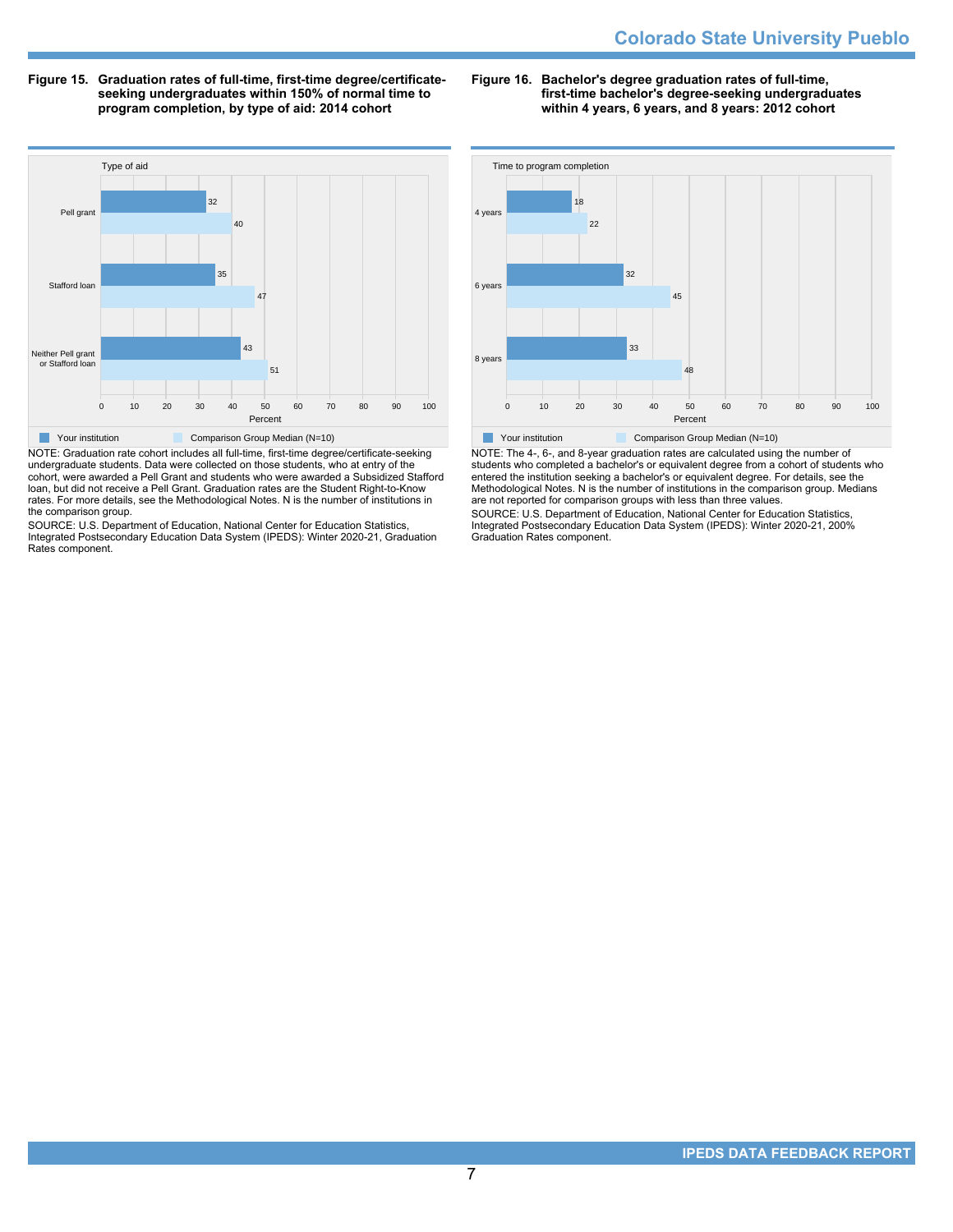**Figure 15. Graduation rates of full-time, first-time degree/certificate-seeking undergraduates within 150% of normal time to program completion, by type of aid: 2014 cohort**

| Type of aid | Your institution | Comparison Group Median (N=10) |
|---|---|---|
| Pell grant | 32 | 40 |
| Stafford loan | 35 | 47 |
| Neither Pell grant or Stafford loan | 43 | 51 |

NOTE: Graduation rate cohort includes all full-time, first-time degree/certificate-seeking undergraduate students. Data were collected on those students, who at entry of the cohort, were awarded a Pell Grant and students who were awarded a Subsidized Stafford loan, but did not receive a Pell Grant. Graduation rates are the Student Right-to-Know rates. For more details, see the Methodological Notes. N is the number of institutions in the comparison group.

SOURCE: U.S. Department of Education, National Center for Education Statistics, Integrated Postsecondary Education Data System (IPEDS): Winter 2020-21, Graduation Rates component.

**Figure 16. Bachelor's degree graduation rates of full-time, first-time bachelor's degree-seeking undergraduates within 4 years, 6 years, and 8 years: 2012 cohort**

| Time to program completion | Your institution | Comparison Group Median (N=10) |
|---|---|---|
| 4 years | 18 | 22 |
| 6 years | 32 | 45 |
| 8 years | 33 | 48 |

NOTE: The 4-, 6-, and 8-year graduation rates are calculated using the number of students who completed a bachelor's or equivalent degree from a cohort of students who entered the institution seeking a bachelor's or equivalent degree. For details, see the Methodological Notes. N is the number of institutions in the comparison group. Medians are not reported for comparison groups with less than three values.

SOURCE: U.S. Department of Education, National Center for Education Statistics, Integrated Postsecondary Education Data System (IPEDS): Winter 2020-21, 200% Graduation Rates component.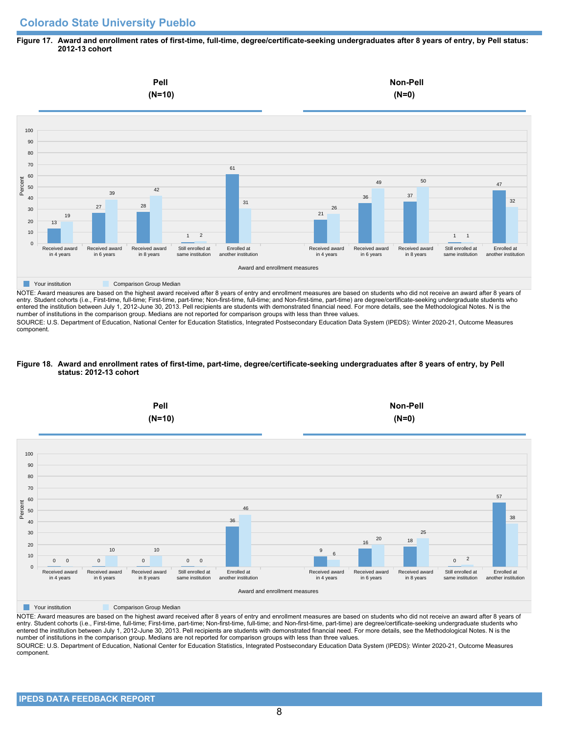## Colorado State University Pueblo

**Figure 17. Award and enrollment rates of first-time, full-time, degree/certificate-seeking undergraduates after 8 years of entry, by Pell status: 2012-13 cohort**

| Award and enrollment measures | Pell (N=10): Your institution | Pell (N=10): Comparison Group Median | Non-Pell (N=0): Your institution | Non-Pell (N=0): Comparison Group Median |
|---|---|---|---|---|
| Received award in 4 years | 13 | 19 | 21 | 26 |
| Received award in 6 years | 27 | 39 | 36 | 49 |
| Received award in 8 years | 28 | 42 | 37 | 50 |
| Still enrolled at same institution | 1 | 2 | 1 | 1 |
| Enrolled at another institution | 61 | 31 | 47 | 32 |

NOTE: Award measures are based on the highest award received after 8 years of entry and enrollment measures are based on students who did not receive an award after 8 years of entry. Student cohorts (i.e., First-time, full-time; First-time, part-time; Non-first-time, full-time; and Non-first-time, part-time) are degree/certificate-seeking undergraduate students who entered the institution between July 1, 2012-June 30, 2013. Pell recipients are students with demonstrated financial need. For more details, see the Methodological Notes. N is the number of institutions in the comparison group. Medians are not reported for comparison groups with less than three values.

SOURCE: U.S. Department of Education, National Center for Education Statistics, Integrated Postsecondary Education Data System (IPEDS): Winter 2020-21, Outcome Measures component.

**Figure 18. Award and enrollment rates of first-time, part-time, degree/certificate-seeking undergraduates after 8 years of entry, by Pell status: 2012-13 cohort**

| Award and enrollment measures | Pell (N=10): Your institution | Pell (N=10): Comparison Group Median | Non-Pell (N=0): Your institution | Non-Pell (N=0): Comparison Group Median |
|---|---|---|---|---|
| Received award in 4 years | 0 | 0 | 9 | 6 |
| Received award in 6 years | 0 | 10 | 16 | 20 |
| Received award in 8 years | 0 | 10 | 18 | 25 |
| Still enrolled at same institution | 0 | 0 | 0 | 2 |
| Enrolled at another institution | 36 | 46 | 57 | 38 |

NOTE: Award measures are based on the highest award received after 8 years of entry and enrollment measures are based on students who did not receive an award after 8 years of entry. Student cohorts (i.e., First-time, full-time; First-time, part-time; Non-first-time, full-time; and Non-first-time, part-time) are degree/certificate-seeking undergraduate students who entered the institution between July 1, 2012-June 30, 2013. Pell recipients are students with demonstrated financial need. For more details, see the Methodological Notes. N is the number of institutions in the comparison group. Medians are not reported for comparison groups with less than three values.

SOURCE: U.S. Department of Education, National Center for Education Statistics, Integrated Postsecondary Education Data System (IPEDS): Winter 2020-21, Outcome Measures component.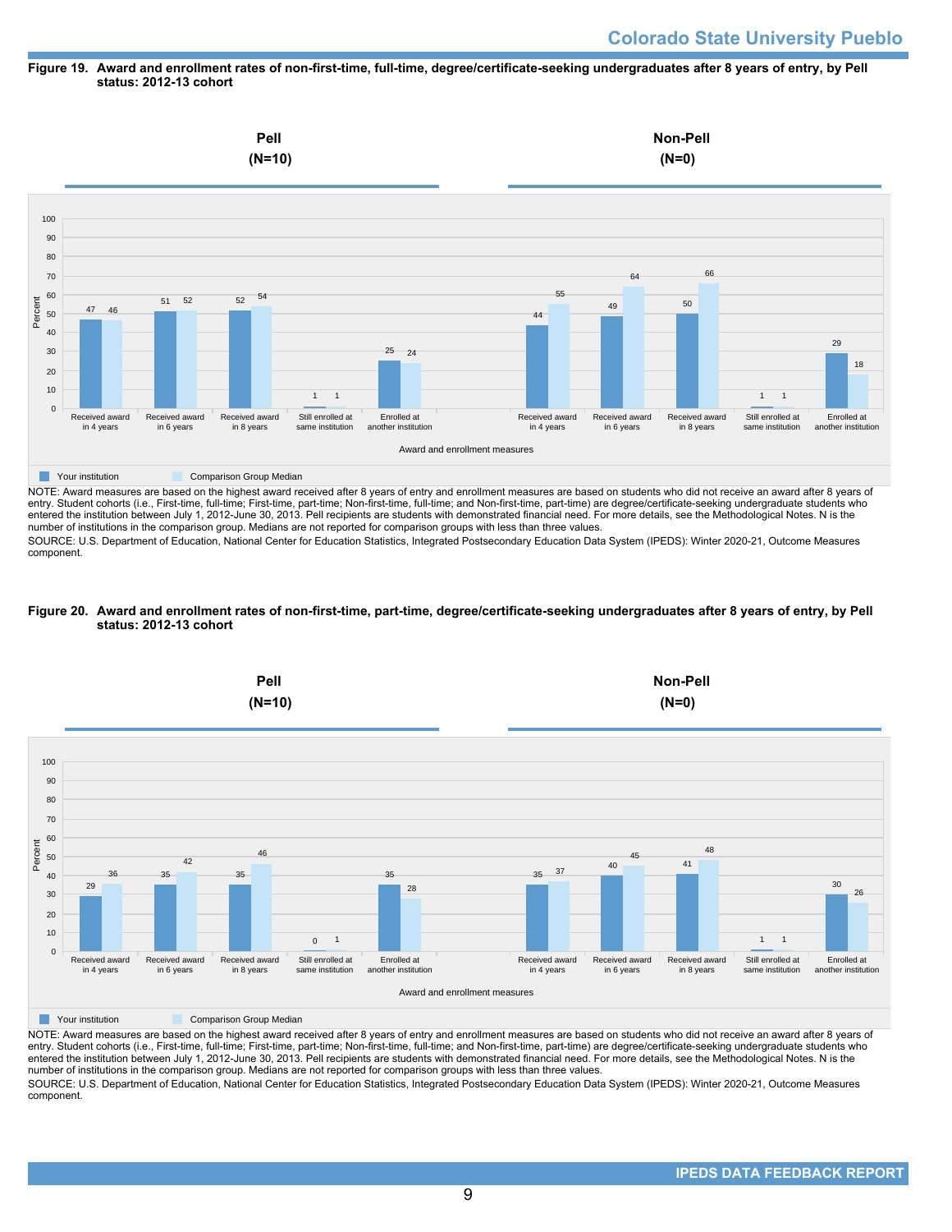**Figure 19. Award and enrollment rates of non-first-time, full-time, degree/certificate-seeking undergraduates after 8 years of entry, by Pell status: 2012-13 cohort**

| Award and enrollment measures | Pell (N=10) Your institution | Pell (N=10) Comparison Group Median | Non-Pell (N=0) Your institution | Non-Pell (N=0) Comparison Group Median |
|---|---|---|---|---|
| Received award in 4 years | 47 | 46 | 44 | 55 |
| Received award in 6 years | 51 | 52 | 49 | 64 |
| Received award in 8 years | 52 | 54 | 50 | 66 |
| Still enrolled at same institution | 1 | 1 | 1 | 1 |
| Enrolled at another institution | 25 | 24 | 29 | 18 |

NOTE: Award measures are based on the highest award received after 8 years of entry and enrollment measures are based on students who did not receive an award after 8 years of entry. Student cohorts (i.e., First-time, full-time; First-time, part-time; Non-first-time, full-time; and Non-first-time, part-time) are degree/certificate-seeking undergraduate students who entered the institution between July 1, 2012-June 30, 2013. Pell recipients are students with demonstrated financial need. For more details, see the Methodological Notes. N is the number of institutions in the comparison group. Medians are not reported for comparison groups with less than three values.

SOURCE: U.S. Department of Education, National Center for Education Statistics, Integrated Postsecondary Education Data System (IPEDS): Winter 2020-21, Outcome Measures component.

**Figure 20. Award and enrollment rates of non-first-time, part-time, degree/certificate-seeking undergraduates after 8 years of entry, by Pell status: 2012-13 cohort**

| Award and enrollment measures | Pell (N=10) Your institution | Pell (N=10) Comparison Group Median | Non-Pell (N=0) Your institution | Non-Pell (N=0) Comparison Group Median |
|---|---|---|---|---|
| Received award in 4 years | 29 | 36 | 35 | 37 |
| Received award in 6 years | 35 | 42 | 40 | 45 |
| Received award in 8 years | 35 | 46 | 41 | 48 |
| Still enrolled at same institution | 0 | 1 | 1 | 1 |
| Enrolled at another institution | 35 | 28 | 30 | 26 |

NOTE: Award measures are based on the highest award received after 8 years of entry and enrollment measures are based on students who did not receive an award after 8 years of entry. Student cohorts (i.e., First-time, full-time; First-time, part-time; Non-first-time, full-time; and Non-first-time, part-time) are degree/certificate-seeking undergraduate students who entered the institution between July 1, 2012-June 30, 2013. Pell recipients are students with demonstrated financial need. For more details, see the Methodological Notes. N is the number of institutions in the comparison group. Medians are not reported for comparison groups with less than three values.

SOURCE: U.S. Department of Education, National Center for Education Statistics, Integrated Postsecondary Education Data System (IPEDS): Winter 2020-21, Outcome Measures component.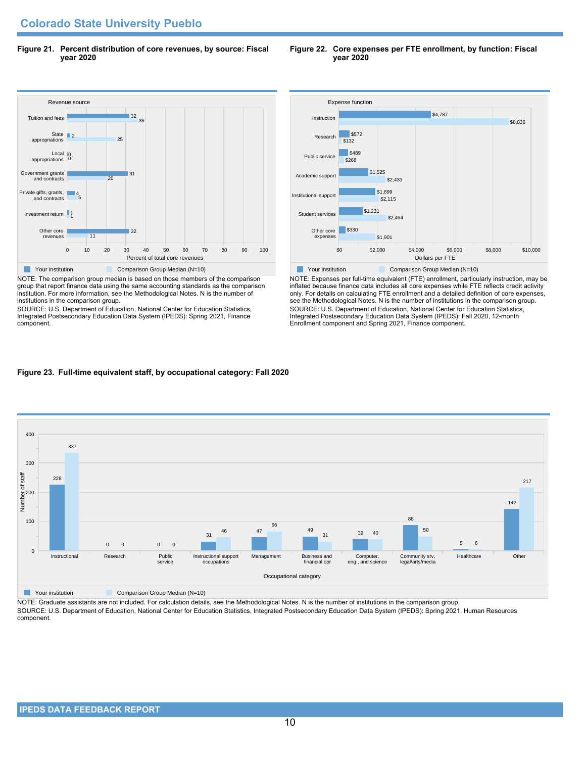## Colorado State University Pueblo

**Figure 21. Percent distribution of core revenues, by source: Fiscal year 2020**

| Revenue source | Your institution | Comparison Group Median (N=10) |
|---|---|---|
| Tuition and fees | 32 | 36 |
| State appropriations | 2 | 25 |
| Local appropriations | 0 | 0 |
| Government grants and contracts | 31 | 20 |
| Private gifts, grants, and contracts | 4 | 5 |
| Investment return | 1 | 1 |
| Other core revenues | 32 | 11 |

Percent of total core revenues

NOTE: The comparison group median is based on those members of the comparison group that report finance data using the same accounting standards as the comparison institution. For more information, see the Methodological Notes. N is the number of institutions in the comparison group.

SOURCE: U.S. Department of Education, National Center for Education Statistics, Integrated Postsecondary Education Data System (IPEDS): Spring 2021, Finance component.

**Figure 22. Core expenses per FTE enrollment, by function: Fiscal year 2020**

| Expense function | Your institution | Comparison Group Median (N=10) |
|---|---|---|
| Instruction | $4,787 | $8,836 |
| Research | $572 | $132 |
| Public service | $489 | $268 |
| Academic support | $1,525 | $2,433 |
| Institutional support | $1,899 | $2,115 |
| Student services | $1,231 | $2,464 |
| Other core expenses | $330 | $1,901 |

Dollars per FTE

NOTE: Expenses per full-time equivalent (FTE) enrollment, particularly instruction, may be inflated because finance data includes all core expenses while FTE reflects credit activity only. For details on calculating FTE enrollment and a detailed definition of core expenses, see the Methodological Notes. N is the number of institutions in the comparison group.

SOURCE: U.S. Department of Education, National Center for Education Statistics, Integrated Postsecondary Education Data System (IPEDS): Fall 2020, 12-month Enrollment component and Spring 2021, Finance component.

**Figure 23. Full-time equivalent staff, by occupational category: Fall 2020**

| Occupational category | Your institution | Comparison Group Median (N=10) |
|---|---|---|
| Instructional | 228 | 337 |
| Research | 0 | 0 |
| Public service | 0 | 0 |
| Instructional support occupations | 31 | 46 |
| Management | 47 | 66 |
| Business and financial opr | 49 | 31 |
| Computer, eng., and science | 39 | 40 |
| Community srv, legal/arts/media | 88 | 50 |
| Healthcare | 5 | 6 |
| Other | 142 | 217 |

Number of staff

NOTE: Graduate assistants are not included. For calculation details, see the Methodological Notes. N is the number of institutions in the comparison group.

SOURCE: U.S. Department of Education, National Center for Education Statistics, Integrated Postsecondary Education Data System (IPEDS): Spring 2021, Human Resources component.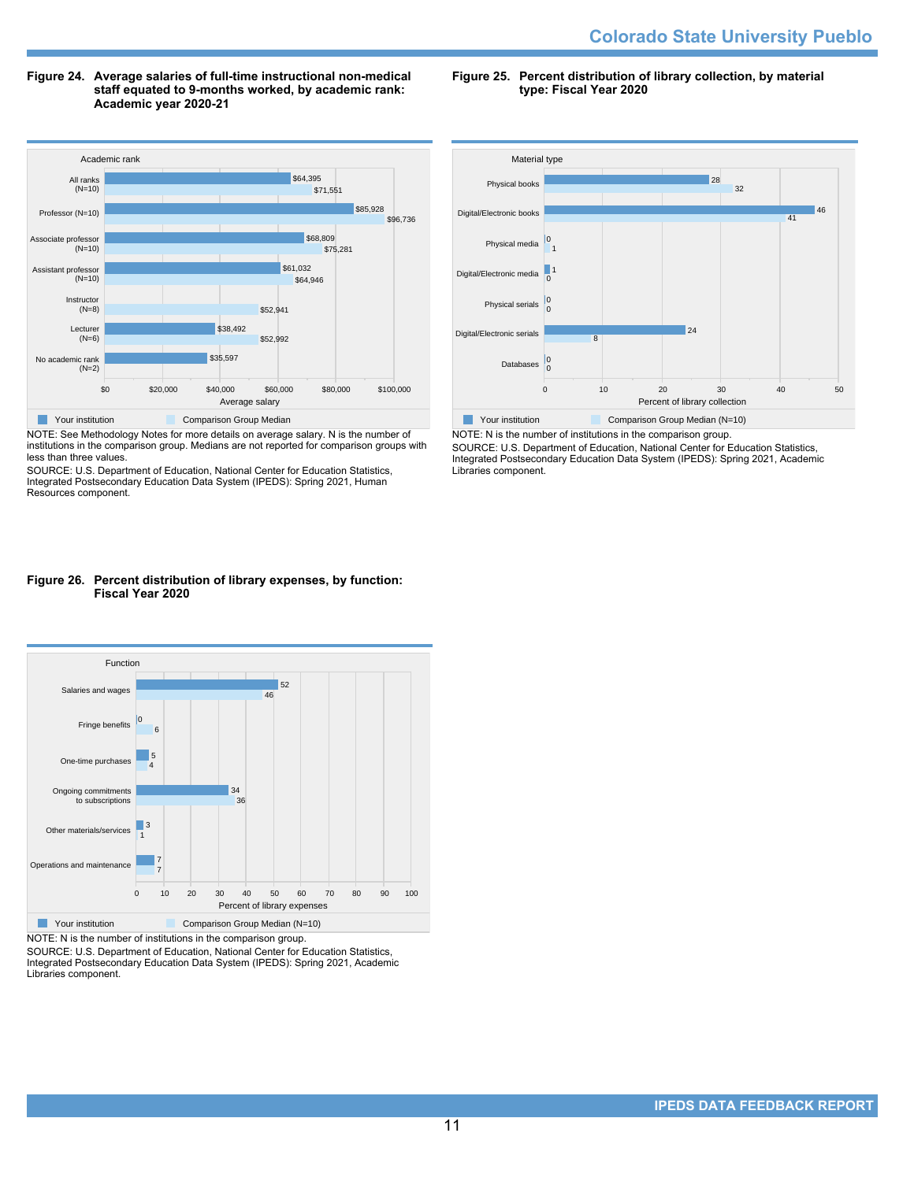**Figure 24. Average salaries of full-time instructional non-medical staff equated to 9-months worked, by academic rank: Academic year 2020-21**

| Academic rank | Your institution | Comparison Group Median |
|---|---|---|
| All ranks (N=10) | $64,395 | $71,551 |
| Professor (N=10) | $85,928 | $96,736 |
| Associate professor (N=10) | $68,809 | $75,281 |
| Assistant professor (N=10) | $61,032 | $64,946 |
| Instructor (N=8) | | $52,941 |
| Lecturer (N=6) | $38,492 | $52,992 |
| No academic rank (N=2) | $35,597 | |

NOTE: See Methodology Notes for more details on average salary. N is the number of institutions in the comparison group. Medians are not reported for comparison groups with less than three values.

SOURCE: U.S. Department of Education, National Center for Education Statistics, Integrated Postsecondary Education Data System (IPEDS): Spring 2021, Human Resources component.

**Figure 25. Percent distribution of library collection, by material type: Fiscal Year 2020**

| Material type | Your institution | Comparison Group Median (N=10) |
|---|---|---|
| Physical books | 28 | 32 |
| Digital/Electronic books | 46 | 41 |
| Physical media | 0 | 1 |
| Digital/Electronic media | 1 | 0 |
| Physical serials | 0 | 0 |
| Digital/Electronic serials | 24 | 8 |
| Databases | 0 | 0 |

NOTE: N is the number of institutions in the comparison group.

SOURCE: U.S. Department of Education, National Center for Education Statistics, Integrated Postsecondary Education Data System (IPEDS): Spring 2021, Academic Libraries component.

**Figure 26. Percent distribution of library expenses, by function: Fiscal Year 2020**

| Function | Your institution | Comparison Group Median (N=10) |
|---|---|---|
| Salaries and wages | 52 | 46 |
| Fringe benefits | 0 | 6 |
| One-time purchases | 5 | 4 |
| Ongoing commitments to subscriptions | 34 | 36 |
| Other materials/services | 3 | 1 |
| Operations and maintenance | 7 | 7 |

NOTE: N is the number of institutions in the comparison group.

SOURCE: U.S. Department of Education, National Center for Education Statistics, Integrated Postsecondary Education Data System (IPEDS): Spring 2021, Academic Libraries component.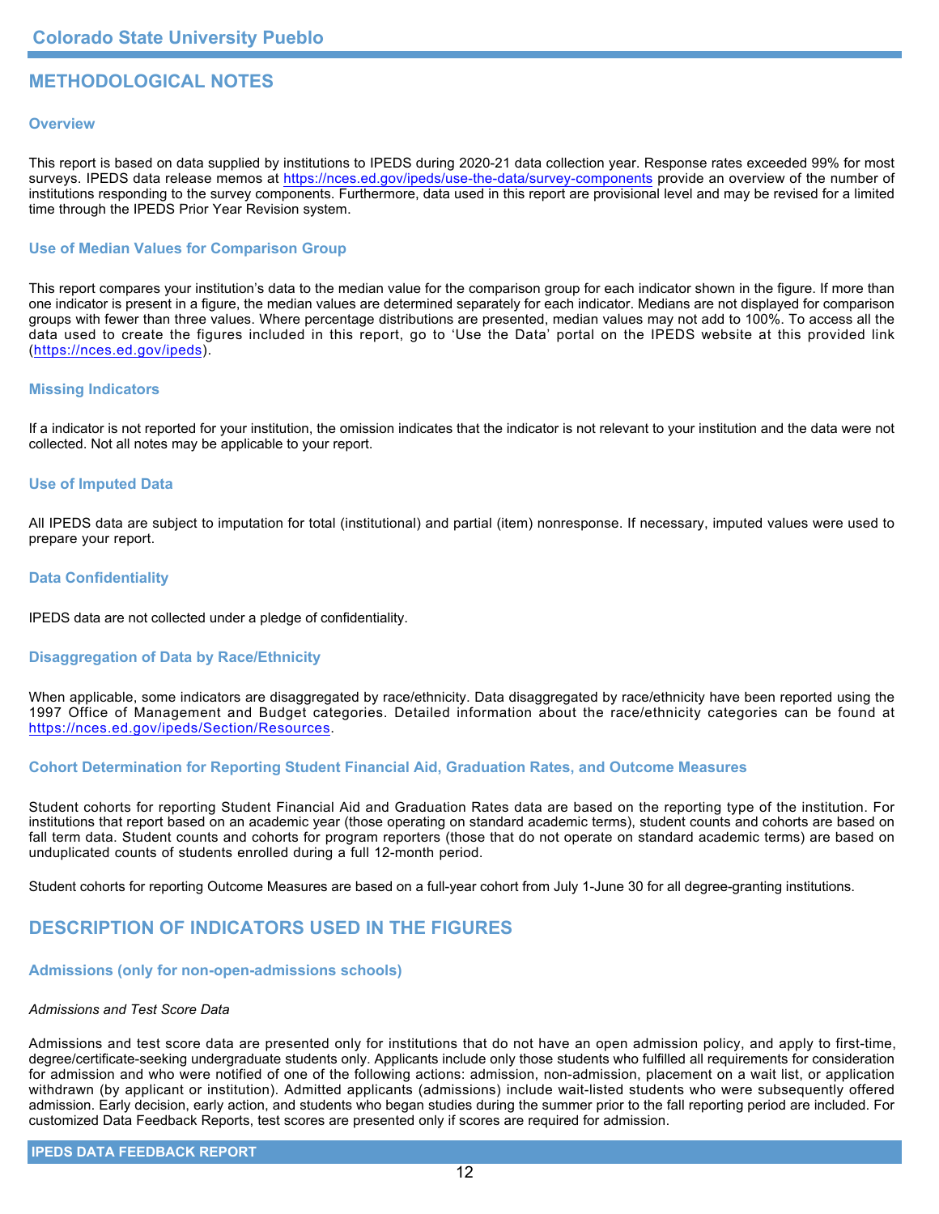## METHODOLOGICAL NOTES

### Overview

This report is based on data supplied by institutions to IPEDS during 2020-21 data collection year. Response rates exceeded 99% for most surveys. IPEDS data release memos at https://nces.ed.gov/ipeds/use-the-data/survey-components provide an overview of the number of institutions responding to the survey components. Furthermore, data used in this report are provisional level and may be revised for a limited time through the IPEDS Prior Year Revision system.

### Use of Median Values for Comparison Group

This report compares your institution's data to the median value for the comparison group for each indicator shown in the figure. If more than one indicator is present in a figure, the median values are determined separately for each indicator. Medians are not displayed for comparison groups with fewer than three values. Where percentage distributions are presented, median values may not add to 100%. To access all the data used to create the figures included in this report, go to 'Use the Data' portal on the IPEDS website at this provided link (https://nces.ed.gov/ipeds).

### Missing Indicators

If a indicator is not reported for your institution, the omission indicates that the indicator is not relevant to your institution and the data were not collected. Not all notes may be applicable to your report.

### Use of Imputed Data

All IPEDS data are subject to imputation for total (institutional) and partial (item) nonresponse. If necessary, imputed values were used to prepare your report.

### Data Confidentiality

IPEDS data are not collected under a pledge of confidentiality.

### Disaggregation of Data by Race/Ethnicity

When applicable, some indicators are disaggregated by race/ethnicity. Data disaggregated by race/ethnicity have been reported using the 1997 Office of Management and Budget categories. Detailed information about the race/ethnicity categories can be found at https://nces.ed.gov/ipeds/Section/Resources.

### Cohort Determination for Reporting Student Financial Aid, Graduation Rates, and Outcome Measures

Student cohorts for reporting Student Financial Aid and Graduation Rates data are based on the reporting type of the institution. For institutions that report based on an academic year (those operating on standard academic terms), student counts and cohorts are based on fall term data. Student counts and cohorts for program reporters (those that do not operate on standard academic terms) are based on unduplicated counts of students enrolled during a full 12-month period.

Student cohorts for reporting Outcome Measures are based on a full-year cohort from July 1-June 30 for all degree-granting institutions.

## DESCRIPTION OF INDICATORS USED IN THE FIGURES

### Admissions (only for non-open-admissions schools)

*Admissions and Test Score Data*

Admissions and test score data are presented only for institutions that do not have an open admission policy, and apply to first-time, degree/certificate-seeking undergraduate students only. Applicants include only those students who fulfilled all requirements for consideration for admission and who were notified of one of the following actions: admission, non-admission, placement on a wait list, or application withdrawn (by applicant or institution). Admitted applicants (admissions) include wait-listed students who were subsequently offered admission. Early decision, early action, and students who began studies during the summer prior to the fall reporting period are included. For customized Data Feedback Reports, test scores are presented only if scores are required for admission.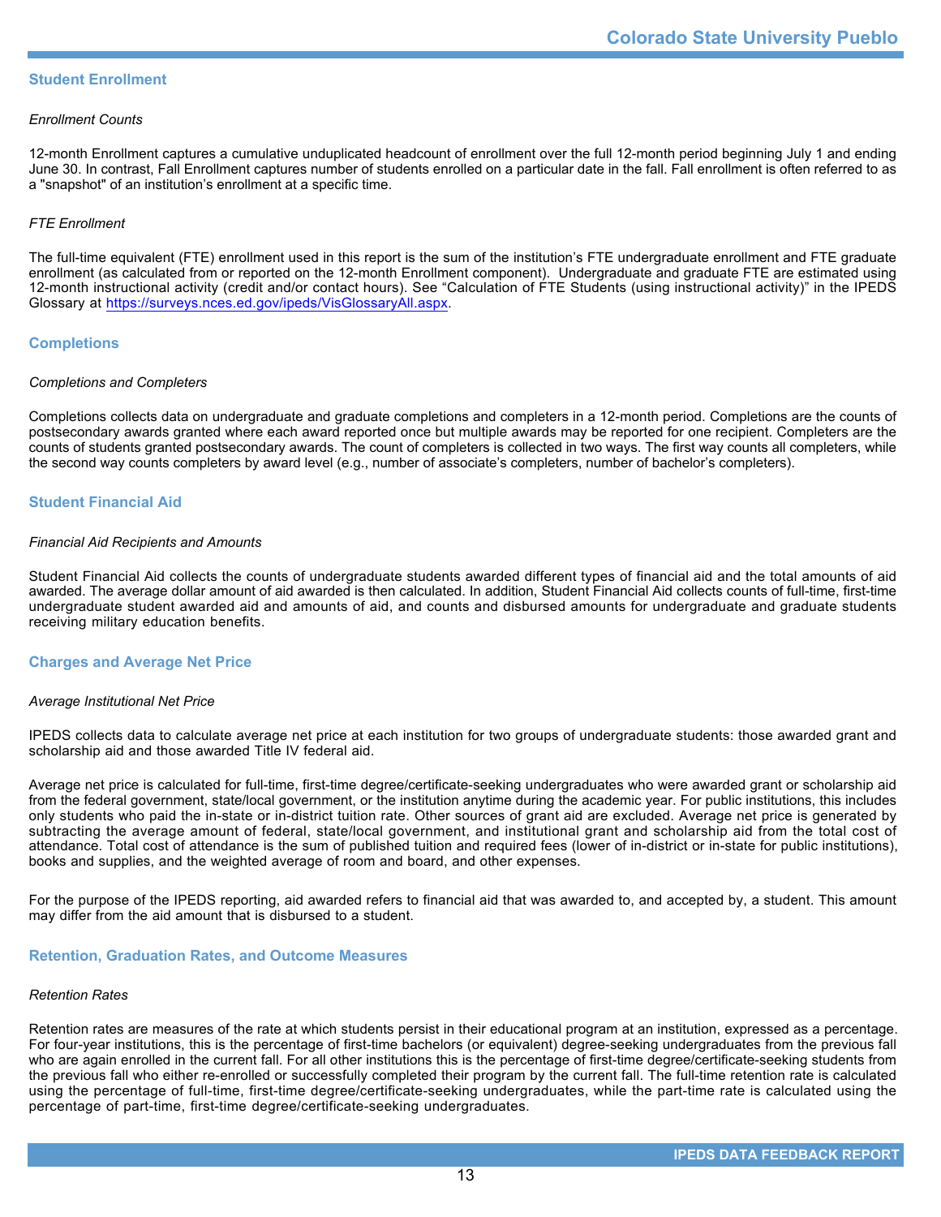## Student Enrollment

*Enrollment Counts*

12-month Enrollment captures a cumulative unduplicated headcount of enrollment over the full 12-month period beginning July 1 and ending June 30. In contrast, Fall Enrollment captures number of students enrolled on a particular date in the fall. Fall enrollment is often referred to as a "snapshot" of an institution's enrollment at a specific time.

*FTE Enrollment*

The full-time equivalent (FTE) enrollment used in this report is the sum of the institution's FTE undergraduate enrollment and FTE graduate enrollment (as calculated from or reported on the 12-month Enrollment component). Undergraduate and graduate FTE are estimated using 12-month instructional activity (credit and/or contact hours). See "Calculation of FTE Students (using instructional activity)" in the IPEDS Glossary at https://surveys.nces.ed.gov/ipeds/VisGlossaryAll.aspx.

## Completions

*Completions and Completers*

Completions collects data on undergraduate and graduate completions and completers in a 12-month period. Completions are the counts of postsecondary awards granted where each award reported once but multiple awards may be reported for one recipient. Completers are the counts of students granted postsecondary awards. The count of completers is collected in two ways. The first way counts all completers, while the second way counts completers by award level (e.g., number of associate's completers, number of bachelor's completers).

## Student Financial Aid

*Financial Aid Recipients and Amounts*

Student Financial Aid collects the counts of undergraduate students awarded different types of financial aid and the total amounts of aid awarded. The average dollar amount of aid awarded is then calculated. In addition, Student Financial Aid collects counts of full-time, first-time undergraduate student awarded aid and amounts of aid, and counts and disbursed amounts for undergraduate and graduate students receiving military education benefits.

## Charges and Average Net Price

*Average Institutional Net Price*

IPEDS collects data to calculate average net price at each institution for two groups of undergraduate students: those awarded grant and scholarship aid and those awarded Title IV federal aid.

Average net price is calculated for full-time, first-time degree/certificate-seeking undergraduates who were awarded grant or scholarship aid from the federal government, state/local government, or the institution anytime during the academic year. For public institutions, this includes only students who paid the in-state or in-district tuition rate. Other sources of grant aid are excluded. Average net price is generated by subtracting the average amount of federal, state/local government, and institutional grant and scholarship aid from the total cost of attendance. Total cost of attendance is the sum of published tuition and required fees (lower of in-district or in-state for public institutions), books and supplies, and the weighted average of room and board, and other expenses.

For the purpose of the IPEDS reporting, aid awarded refers to financial aid that was awarded to, and accepted by, a student. This amount may differ from the aid amount that is disbursed to a student.

## Retention, Graduation Rates, and Outcome Measures

*Retention Rates*

Retention rates are measures of the rate at which students persist in their educational program at an institution, expressed as a percentage. For four-year institutions, this is the percentage of first-time bachelors (or equivalent) degree-seeking undergraduates from the previous fall who are again enrolled in the current fall. For all other institutions this is the percentage of first-time degree/certificate-seeking students from the previous fall who either re-enrolled or successfully completed their program by the current fall. The full-time retention rate is calculated using the percentage of full-time, first-time degree/certificate-seeking undergraduates, while the part-time rate is calculated using the percentage of part-time, first-time degree/certificate-seeking undergraduates.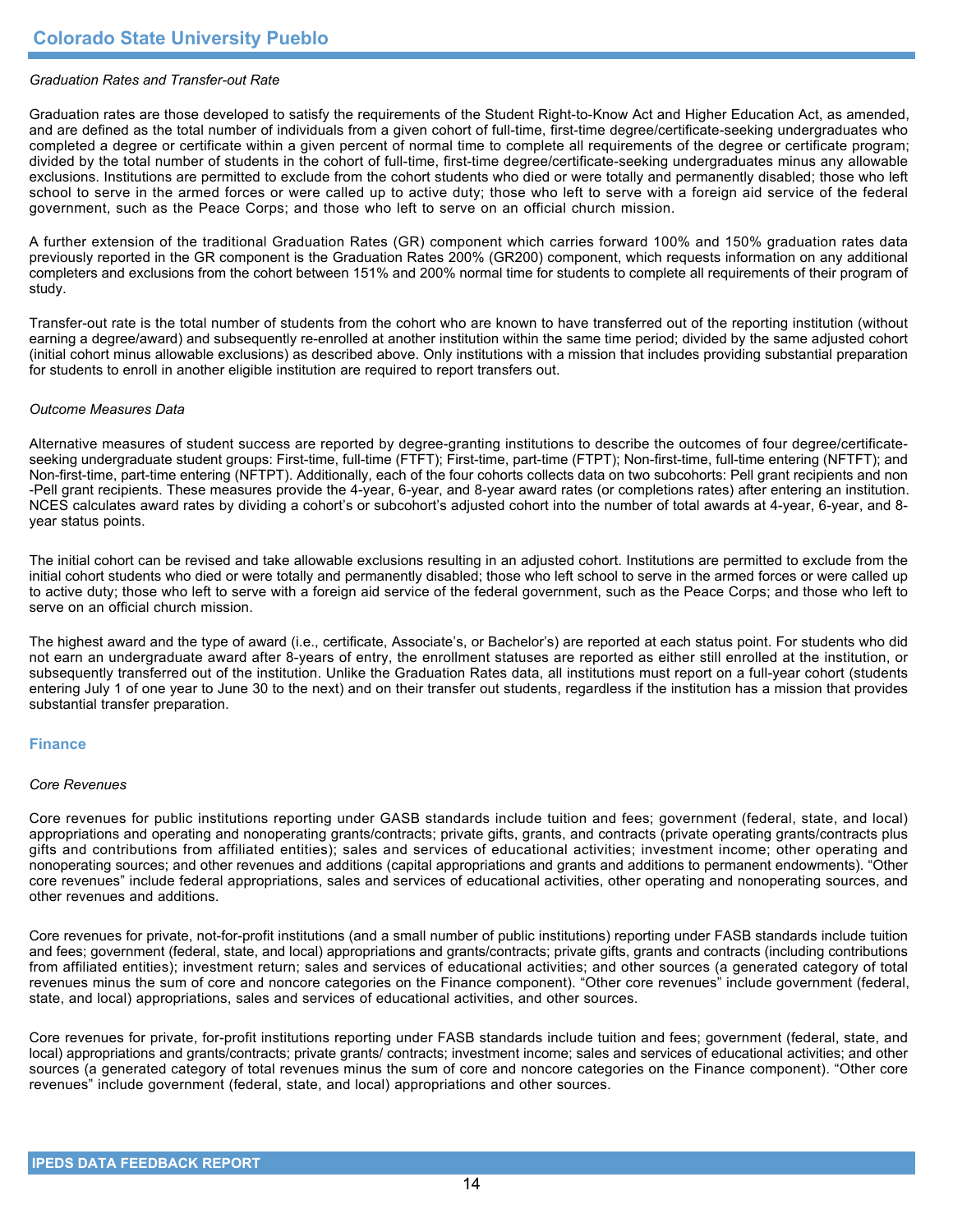*Graduation Rates and Transfer-out Rate*

Graduation rates are those developed to satisfy the requirements of the Student Right-to-Know Act and Higher Education Act, as amended, and are defined as the total number of individuals from a given cohort of full-time, first-time degree/certificate-seeking undergraduates who completed a degree or certificate within a given percent of normal time to complete all requirements of the degree or certificate program; divided by the total number of students in the cohort of full-time, first-time degree/certificate-seeking undergraduates minus any allowable exclusions. Institutions are permitted to exclude from the cohort students who died or were totally and permanently disabled; those who left school to serve in the armed forces or were called up to active duty; those who left to serve with a foreign aid service of the federal government, such as the Peace Corps; and those who left to serve on an official church mission.

A further extension of the traditional Graduation Rates (GR) component which carries forward 100% and 150% graduation rates data previously reported in the GR component is the Graduation Rates 200% (GR200) component, which requests information on any additional completers and exclusions from the cohort between 151% and 200% normal time for students to complete all requirements of their program of study.

Transfer-out rate is the total number of students from the cohort who are known to have transferred out of the reporting institution (without earning a degree/award) and subsequently re-enrolled at another institution within the same time period; divided by the same adjusted cohort (initial cohort minus allowable exclusions) as described above. Only institutions with a mission that includes providing substantial preparation for students to enroll in another eligible institution are required to report transfers out.

*Outcome Measures Data*

Alternative measures of student success are reported by degree-granting institutions to describe the outcomes of four degree/certificate-seeking undergraduate student groups: First-time, full-time (FTFT); First-time, part-time (FTPT); Non-first-time, full-time entering (NFTFT); and Non-first-time, part-time entering (NFTPT). Additionally, each of the four cohorts collects data on two subcohorts: Pell grant recipients and non -Pell grant recipients. These measures provide the 4-year, 6-year, and 8-year award rates (or completions rates) after entering an institution. NCES calculates award rates by dividing a cohort's or subcohort's adjusted cohort into the number of total awards at 4-year, 6-year, and 8-year status points.

The initial cohort can be revised and take allowable exclusions resulting in an adjusted cohort. Institutions are permitted to exclude from the initial cohort students who died or were totally and permanently disabled; those who left school to serve in the armed forces or were called up to active duty; those who left to serve with a foreign aid service of the federal government, such as the Peace Corps; and those who left to serve on an official church mission.

The highest award and the type of award (i.e., certificate, Associate's, or Bachelor's) are reported at each status point. For students who did not earn an undergraduate award after 8-years of entry, the enrollment statuses are reported as either still enrolled at the institution, or subsequently transferred out of the institution. Unlike the Graduation Rates data, all institutions must report on a full-year cohort (students entering July 1 of one year to June 30 to the next) and on their transfer out students, regardless if the institution has a mission that provides substantial transfer preparation.

## Finance

*Core Revenues*

Core revenues for public institutions reporting under GASB standards include tuition and fees; government (federal, state, and local) appropriations and operating and nonoperating grants/contracts; private gifts, grants, and contracts (private operating grants/contracts plus gifts and contributions from affiliated entities); sales and services of educational activities; investment income; other operating and nonoperating sources; and other revenues and additions (capital appropriations and grants and additions to permanent endowments). "Other core revenues" include federal appropriations, sales and services of educational activities, other operating and nonoperating sources, and other revenues and additions.

Core revenues for private, not-for-profit institutions (and a small number of public institutions) reporting under FASB standards include tuition and fees; government (federal, state, and local) appropriations and grants/contracts; private gifts, grants and contracts (including contributions from affiliated entities); investment return; sales and services of educational activities; and other sources (a generated category of total revenues minus the sum of core and noncore categories on the Finance component). "Other core revenues" include government (federal, state, and local) appropriations, sales and services of educational activities, and other sources.

Core revenues for private, for-profit institutions reporting under FASB standards include tuition and fees; government (federal, state, and local) appropriations and grants/contracts; private grants/ contracts; investment income; sales and services of educational activities; and other sources (a generated category of total revenues minus the sum of core and noncore categories on the Finance component). "Other core revenues" include government (federal, state, and local) appropriations and other sources.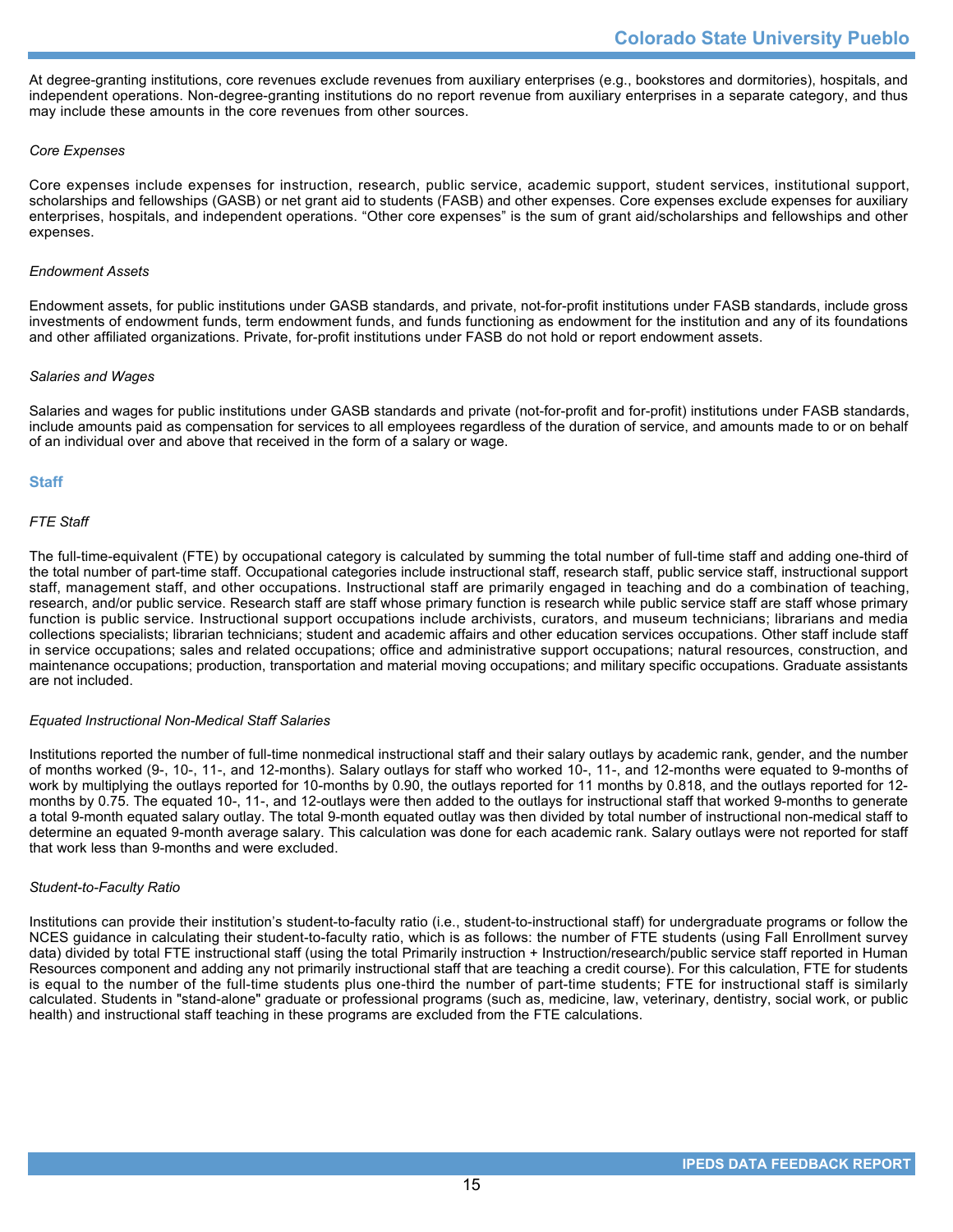At degree-granting institutions, core revenues exclude revenues from auxiliary enterprises (e.g., bookstores and dormitories), hospitals, and independent operations. Non-degree-granting institutions do no report revenue from auxiliary enterprises in a separate category, and thus may include these amounts in the core revenues from other sources.

*Core Expenses*

Core expenses include expenses for instruction, research, public service, academic support, student services, institutional support, scholarships and fellowships (GASB) or net grant aid to students (FASB) and other expenses. Core expenses exclude expenses for auxiliary enterprises, hospitals, and independent operations. "Other core expenses" is the sum of grant aid/scholarships and fellowships and other expenses.

*Endowment Assets*

Endowment assets, for public institutions under GASB standards, and private, not-for-profit institutions under FASB standards, include gross investments of endowment funds, term endowment funds, and funds functioning as endowment for the institution and any of its foundations and other affiliated organizations. Private, for-profit institutions under FASB do not hold or report endowment assets.

*Salaries and Wages*

Salaries and wages for public institutions under GASB standards and private (not-for-profit and for-profit) institutions under FASB standards, include amounts paid as compensation for services to all employees regardless of the duration of service, and amounts made to or on behalf of an individual over and above that received in the form of a salary or wage.

## Staff

*FTE Staff*

The full-time-equivalent (FTE) by occupational category is calculated by summing the total number of full-time staff and adding one-third of the total number of part-time staff. Occupational categories include instructional staff, research staff, public service staff, instructional support staff, management staff, and other occupations. Instructional staff are primarily engaged in teaching and do a combination of teaching, research, and/or public service. Research staff are staff whose primary function is research while public service staff are staff whose primary function is public service. Instructional support occupations include archivists, curators, and museum technicians; librarians and media collections specialists; librarian technicians; student and academic affairs and other education services occupations. Other staff include staff in service occupations; sales and related occupations; office and administrative support occupations; natural resources, construction, and maintenance occupations; production, transportation and material moving occupations; and military specific occupations. Graduate assistants are not included.

*Equated Instructional Non-Medical Staff Salaries*

Institutions reported the number of full-time nonmedical instructional staff and their salary outlays by academic rank, gender, and the number of months worked (9-, 10-, 11-, and 12-months). Salary outlays for staff who worked 10-, 11-, and 12-months were equated to 9-months of work by multiplying the outlays reported for 10-months by 0.90, the outlays reported for 11 months by 0.818, and the outlays reported for 12-months by 0.75. The equated 10-, 11-, and 12-outlays were then added to the outlays for instructional staff that worked 9-months to generate a total 9-month equated salary outlay. The total 9-month equated outlay was then divided by total number of instructional non-medical staff to determine an equated 9-month average salary. This calculation was done for each academic rank. Salary outlays were not reported for staff that work less than 9-months and were excluded.

*Student-to-Faculty Ratio*

Institutions can provide their institution's student-to-faculty ratio (i.e., student-to-instructional staff) for undergraduate programs or follow the NCES guidance in calculating their student-to-faculty ratio, which is as follows: the number of FTE students (using Fall Enrollment survey data) divided by total FTE instructional staff (using the total Primarily instruction + Instruction/research/public service staff reported in Human Resources component and adding any not primarily instructional staff that are teaching a credit course). For this calculation, FTE for students is equal to the number of the full-time students plus one-third the number of part-time students; FTE for instructional staff is similarly calculated. Students in "stand-alone" graduate or professional programs (such as, medicine, law, veterinary, dentistry, social work, or public health) and instructional staff teaching in these programs are excluded from the FTE calculations.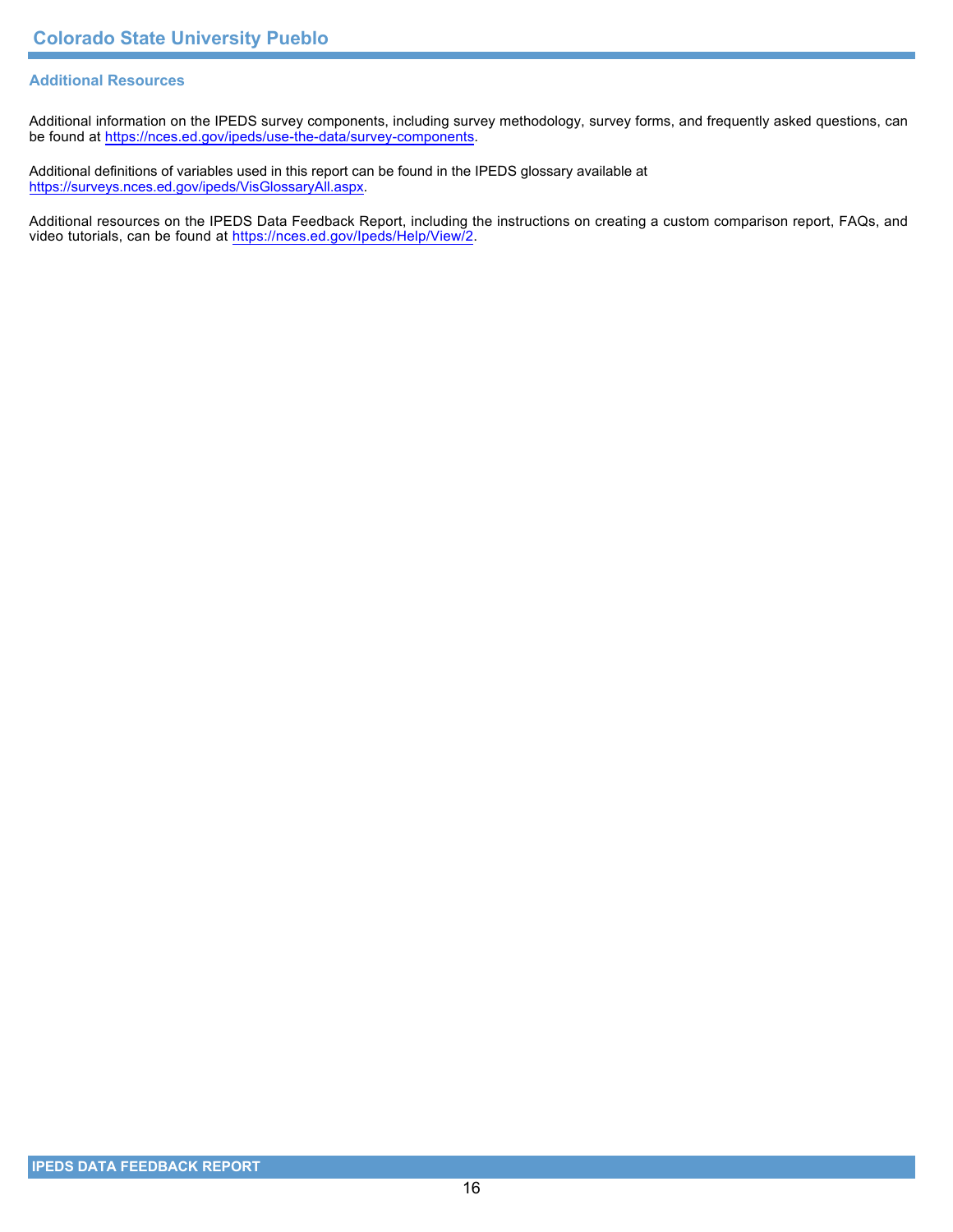## Additional Resources

Additional information on the IPEDS survey components, including survey methodology, survey forms, and frequently asked questions, can be found at https://nces.ed.gov/ipeds/use-the-data/survey-components.

Additional definitions of variables used in this report can be found in the IPEDS glossary available at https://surveys.nces.ed.gov/ipeds/VisGlossaryAll.aspx.

Additional resources on the IPEDS Data Feedback Report, including the instructions on creating a custom comparison report, FAQs, and video tutorials, can be found at https://nces.ed.gov/Ipeds/Help/View/2.